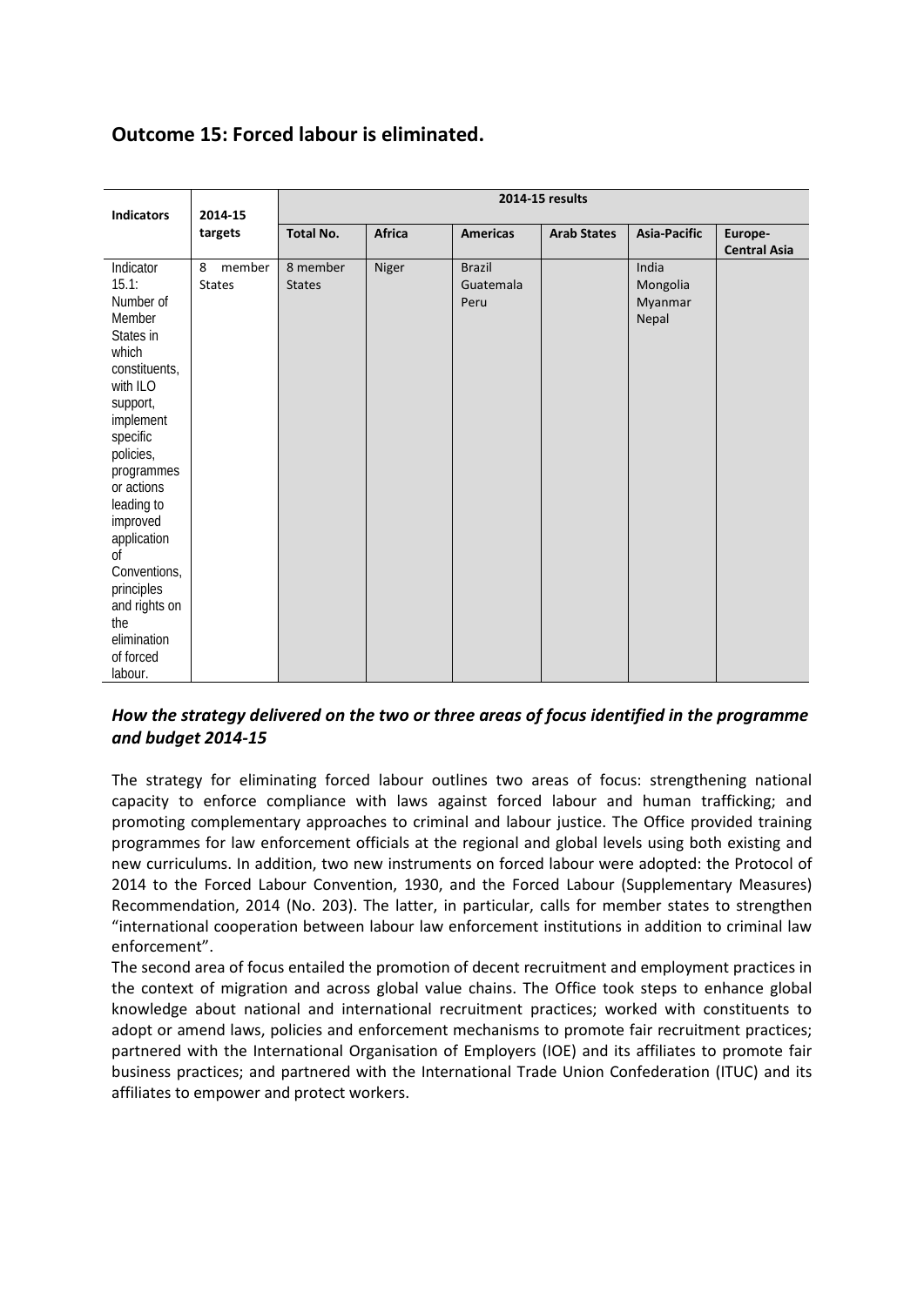## Outcome 15: Forced labour is eliminated.

| Indicators | 2014-15 targets | 2014-15 results | | | | | |
|---|---|---|---|---|---|---|---|
| | | Total No. | Africa | Americas | Arab States | Asia-Pacific | Europe-Central Asia |
| Indicator 15.1: Number of Member States in which constituents, with ILO support, implement specific policies, programmes or actions leading to improved application of Conventions, principles and rights on the elimination of forced labour. | 8 member States | 8 member States | Niger | Brazil<br>Guatemala<br>Peru | | India<br>Mongolia<br>Myanmar<br>Nepal | |

### *How the strategy delivered on the two or three areas of focus identified in the programme and budget 2014-15*

The strategy for eliminating forced labour outlines two areas of focus: strengthening national capacity to enforce compliance with laws against forced labour and human trafficking; and promoting complementary approaches to criminal and labour justice. The Office provided training programmes for law enforcement officials at the regional and global levels using both existing and new curriculums. In addition, two new instruments on forced labour were adopted: the Protocol of 2014 to the Forced Labour Convention, 1930, and the Forced Labour (Supplementary Measures) Recommendation, 2014 (No. 203). The latter, in particular, calls for member states to strengthen "international cooperation between labour law enforcement institutions in addition to criminal law enforcement".

The second area of focus entailed the promotion of decent recruitment and employment practices in the context of migration and across global value chains. The Office took steps to enhance global knowledge about national and international recruitment practices; worked with constituents to adopt or amend laws, policies and enforcement mechanisms to promote fair recruitment practices; partnered with the International Organisation of Employers (IOE) and its affiliates to promote fair business practices; and partnered with the International Trade Union Confederation (ITUC) and its affiliates to empower and protect workers.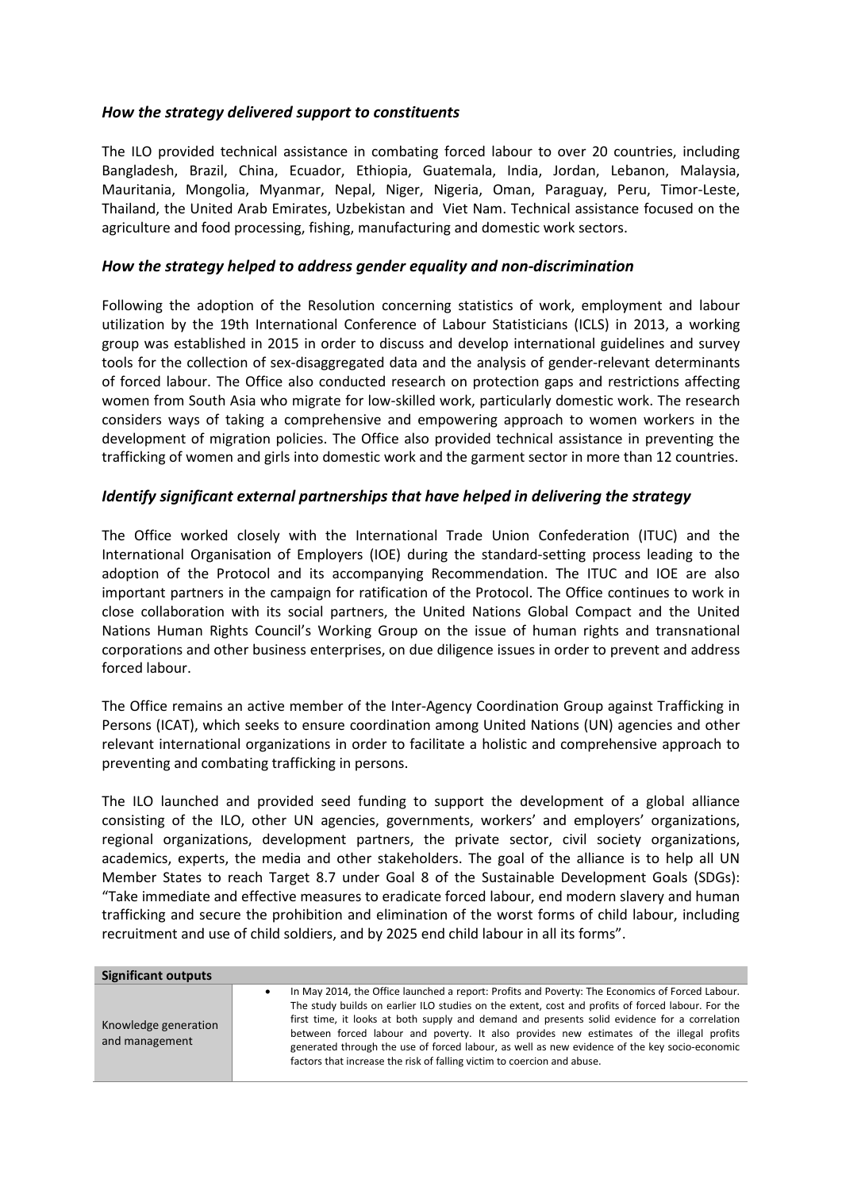### *How the strategy delivered support to constituents*

The ILO provided technical assistance in combating forced labour to over 20 countries, including Bangladesh, Brazil, China, Ecuador, Ethiopia, Guatemala, India, Jordan, Lebanon, Malaysia, Mauritania, Mongolia, Myanmar, Nepal, Niger, Nigeria, Oman, Paraguay, Peru, Timor-Leste, Thailand, the United Arab Emirates, Uzbekistan and Viet Nam. Technical assistance focused on the agriculture and food processing, fishing, manufacturing and domestic work sectors.

### *How the strategy helped to address gender equality and non-discrimination*

Following the adoption of the Resolution concerning statistics of work, employment and labour utilization by the 19th International Conference of Labour Statisticians (ICLS) in 2013, a working group was established in 2015 in order to discuss and develop international guidelines and survey tools for the collection of sex-disaggregated data and the analysis of gender-relevant determinants of forced labour. The Office also conducted research on protection gaps and restrictions affecting women from South Asia who migrate for low-skilled work, particularly domestic work. The research considers ways of taking a comprehensive and empowering approach to women workers in the development of migration policies. The Office also provided technical assistance in preventing the trafficking of women and girls into domestic work and the garment sector in more than 12 countries.

### *Identify significant external partnerships that have helped in delivering the strategy*

The Office worked closely with the International Trade Union Confederation (ITUC) and the International Organisation of Employers (IOE) during the standard-setting process leading to the adoption of the Protocol and its accompanying Recommendation. The ITUC and IOE are also important partners in the campaign for ratification of the Protocol. The Office continues to work in close collaboration with its social partners, the United Nations Global Compact and the United Nations Human Rights Council's Working Group on the issue of human rights and transnational corporations and other business enterprises, on due diligence issues in order to prevent and address forced labour.

The Office remains an active member of the Inter-Agency Coordination Group against Trafficking in Persons (ICAT), which seeks to ensure coordination among United Nations (UN) agencies and other relevant international organizations in order to facilitate a holistic and comprehensive approach to preventing and combating trafficking in persons.

The ILO launched and provided seed funding to support the development of a global alliance consisting of the ILO, other UN agencies, governments, workers' and employers' organizations, regional organizations, development partners, the private sector, civil society organizations, academics, experts, the media and other stakeholders. The goal of the alliance is to help all UN Member States to reach Target 8.7 under Goal 8 of the Sustainable Development Goals (SDGs): "Take immediate and effective measures to eradicate forced labour, end modern slavery and human trafficking and secure the prohibition and elimination of the worst forms of child labour, including recruitment and use of child soldiers, and by 2025 end child labour in all its forms".

| **Significant outputs** | |
|---|---|
| Knowledge generation and management | • In May 2014, the Office launched a report: Profits and Poverty: The Economics of Forced Labour. The study builds on earlier ILO studies on the extent, cost and profits of forced labour. For the first time, it looks at both supply and demand and presents solid evidence for a correlation between forced labour and poverty. It also provides new estimates of the illegal profits generated through the use of forced labour, as well as new evidence of the key socio-economic factors that increase the risk of falling victim to coercion and abuse. |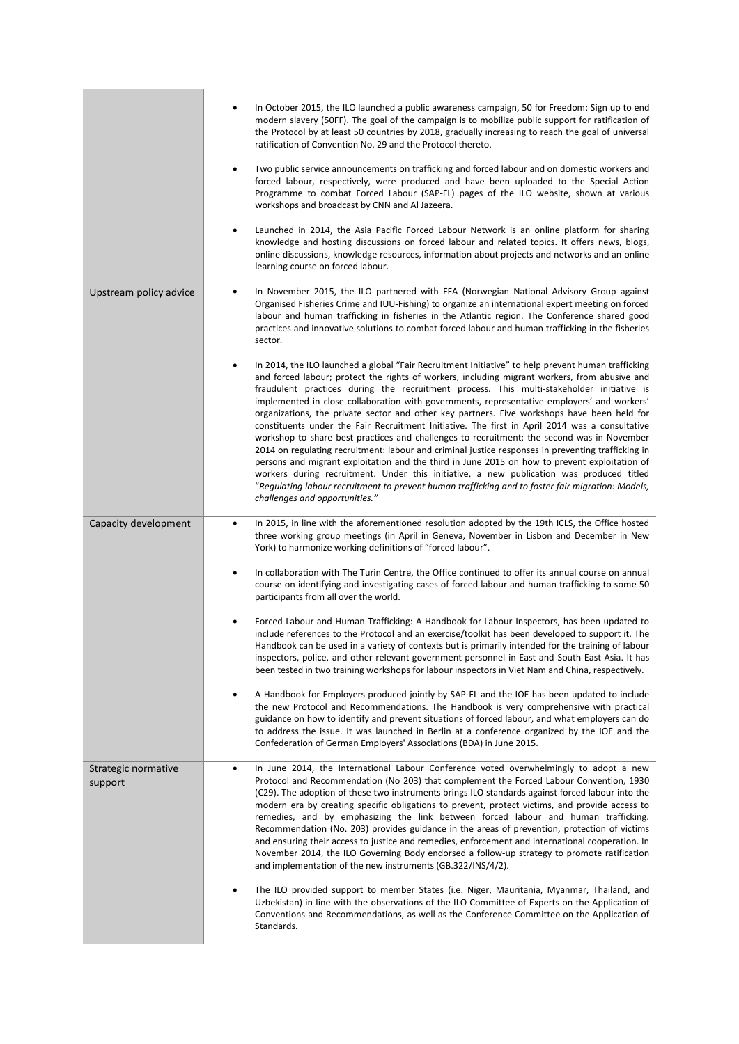| | |
|---|---|
| | • In October 2015, the ILO launched a public awareness campaign, 50 for Freedom: Sign up to end modern slavery (50FF). The goal of the campaign is to mobilize public support for ratification of the Protocol by at least 50 countries by 2018, gradually increasing to reach the goal of universal ratification of Convention No. 29 and the Protocol thereto.<br><br>• Two public service announcements on trafficking and forced labour and on domestic workers and forced labour, respectively, were produced and have been uploaded to the Special Action Programme to combat Forced Labour (SAP-FL) pages of the ILO website, shown at various workshops and broadcast by CNN and Al Jazeera.<br><br>• Launched in 2014, the Asia Pacific Forced Labour Network is an online platform for sharing knowledge and hosting discussions on forced labour and related topics. It offers news, blogs, online discussions, knowledge resources, information about projects and networks and an online learning course on forced labour. |
| Upstream policy advice | • In November 2015, the ILO partnered with FFA (Norwegian National Advisory Group against Organised Fisheries Crime and IUU-Fishing) to organize an international expert meeting on forced labour and human trafficking in fisheries in the Atlantic region. The Conference shared good practices and innovative solutions to combat forced labour and human trafficking in the fisheries sector.<br><br>• In 2014, the ILO launched a global "Fair Recruitment Initiative" to help prevent human trafficking and forced labour; protect the rights of workers, including migrant workers, from abusive and fraudulent practices during the recruitment process. This multi-stakeholder initiative is implemented in close collaboration with governments, representative employers' and workers' organizations, the private sector and other key partners. Five workshops have been held for constituents under the Fair Recruitment Initiative. The first in April 2014 was a consultative workshop to share best practices and challenges to recruitment; the second was in November 2014 on regulating recruitment: labour and criminal justice responses in preventing trafficking in persons and migrant exploitation and the third in June 2015 on how to prevent exploitation of workers during recruitment. Under this initiative, a new publication was produced titled "*Regulating labour recruitment to prevent human trafficking and to foster fair migration: Models, challenges and opportunities.*" |
| Capacity development | • In 2015, in line with the aforementioned resolution adopted by the 19th ICLS, the Office hosted three working group meetings (in April in Geneva, November in Lisbon and December in New York) to harmonize working definitions of "forced labour".<br><br>• In collaboration with The Turin Centre, the Office continued to offer its annual course on annual course on identifying and investigating cases of forced labour and human trafficking to some 50 participants from all over the world.<br><br>• Forced Labour and Human Trafficking: A Handbook for Labour Inspectors, has been updated to include references to the Protocol and an exercise/toolkit has been developed to support it. The Handbook can be used in a variety of contexts but is primarily intended for the training of labour inspectors, police, and other relevant government personnel in East and South-East Asia. It has been tested in two training workshops for labour inspectors in Viet Nam and China, respectively.<br><br>• A Handbook for Employers produced jointly by SAP-FL and the IOE has been updated to include the new Protocol and Recommendations. The Handbook is very comprehensive with practical guidance on how to identify and prevent situations of forced labour, and what employers can do to address the issue. It was launched in Berlin at a conference organized by the IOE and the Confederation of German Employers' Associations (BDA) in June 2015. |
| Strategic normative support | • In June 2014, the International Labour Conference voted overwhelmingly to adopt a new Protocol and Recommendation (No 203) that complement the Forced Labour Convention, 1930 (C29). The adoption of these two instruments brings ILO standards against forced labour into the modern era by creating specific obligations to prevent, protect victims, and provide access to remedies, and by emphasizing the link between forced labour and human trafficking. Recommendation (No. 203) provides guidance in the areas of prevention, protection of victims and ensuring their access to justice and remedies, enforcement and international cooperation. In November 2014, the ILO Governing Body endorsed a follow-up strategy to promote ratification and implementation of the new instruments (GB.322/INS/4/2).<br><br>• The ILO provided support to member States (i.e. Niger, Mauritania, Myanmar, Thailand, and Uzbekistan) in line with the observations of the ILO Committee of Experts on the Application of Conventions and Recommendations, as well as the Conference Committee on the Application of Standards. |